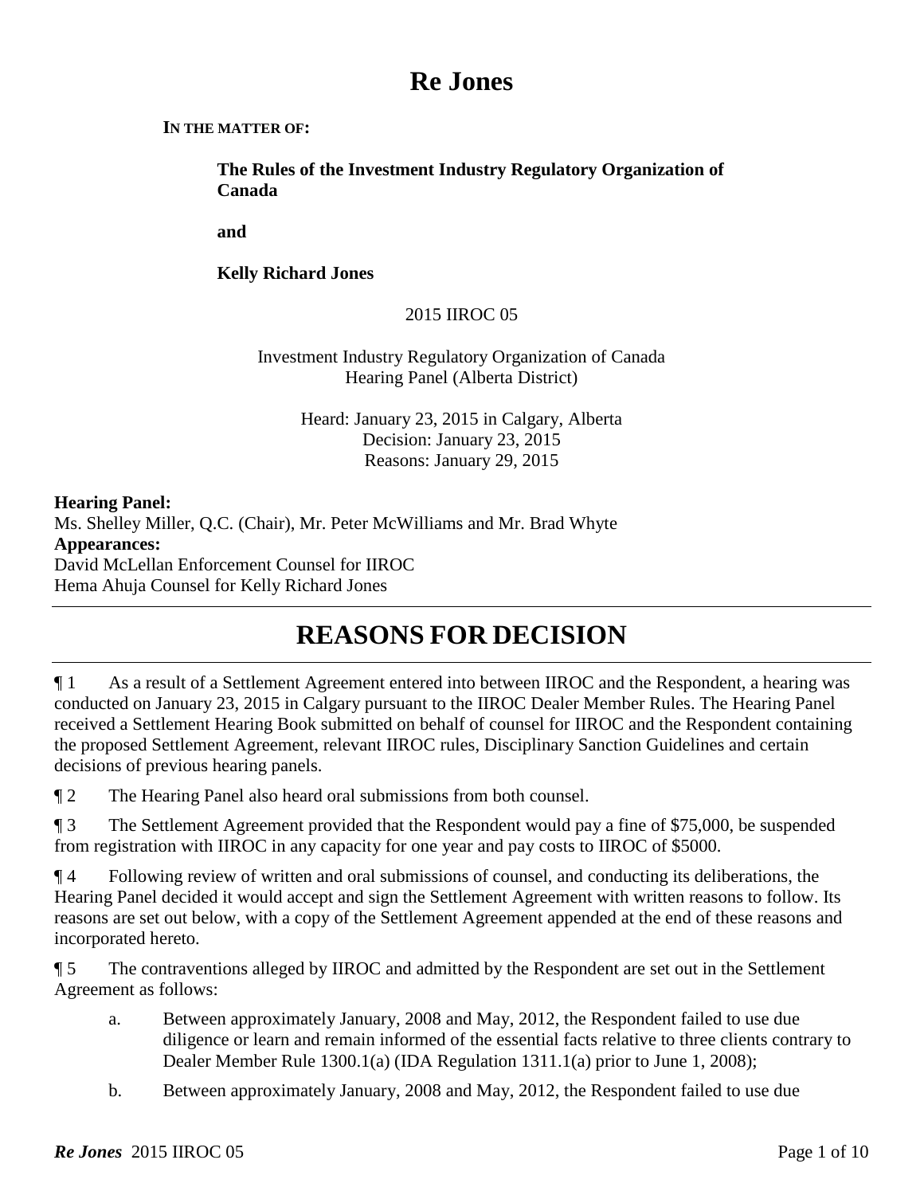# Re Jones

**IN THE MATTER OF:**

**The Rules of the Investment Industry Regulatory Organization of Canada**

**and**

**Kelly Richard Jones**

2015 IIROC 05

Investment Industry Regulatory Organization of Canada
Hearing Panel (Alberta District)

Heard: January 23, 2015 in Calgary, Alberta
Decision: January 23, 2015
Reasons: January 29, 2015

**Hearing Panel:**
Ms. Shelley Miller, Q.C. (Chair), Mr. Peter McWilliams and Mr. Brad Whyte
**Appearances:**
David McLellan Enforcement Counsel for IIROC
Hema Ahuja Counsel for Kelly Richard Jones

## REASONS FOR DECISION

**¶ 1** As a result of a Settlement Agreement entered into between IIROC and the Respondent, a hearing was conducted on January 23, 2015 in Calgary pursuant to the IIROC Dealer Member Rules. The Hearing Panel received a Settlement Hearing Book submitted on behalf of counsel for IIROC and the Respondent containing the proposed Settlement Agreement, relevant IIROC rules, Disciplinary Sanction Guidelines and certain decisions of previous hearing panels.

**¶ 2** The Hearing Panel also heard oral submissions from both counsel.

**¶ 3** The Settlement Agreement provided that the Respondent would pay a fine of $75,000, be suspended from registration with IIROC in any capacity for one year and pay costs to IIROC of $5000.

**¶ 4** Following review of written and oral submissions of counsel, and conducting its deliberations, the Hearing Panel decided it would accept and sign the Settlement Agreement with written reasons to follow. Its reasons are set out below, with a copy of the Settlement Agreement appended at the end of these reasons and incorporated hereto.

**¶ 5** The contraventions alleged by IIROC and admitted by the Respondent are set out in the Settlement Agreement as follows:

a. Between approximately January, 2008 and May, 2012, the Respondent failed to use due diligence or learn and remain informed of the essential facts relative to three clients contrary to Dealer Member Rule 1300.1(a) (IDA Regulation 1311.1(a) prior to June 1, 2008);

b. Between approximately January, 2008 and May, 2012, the Respondent failed to use due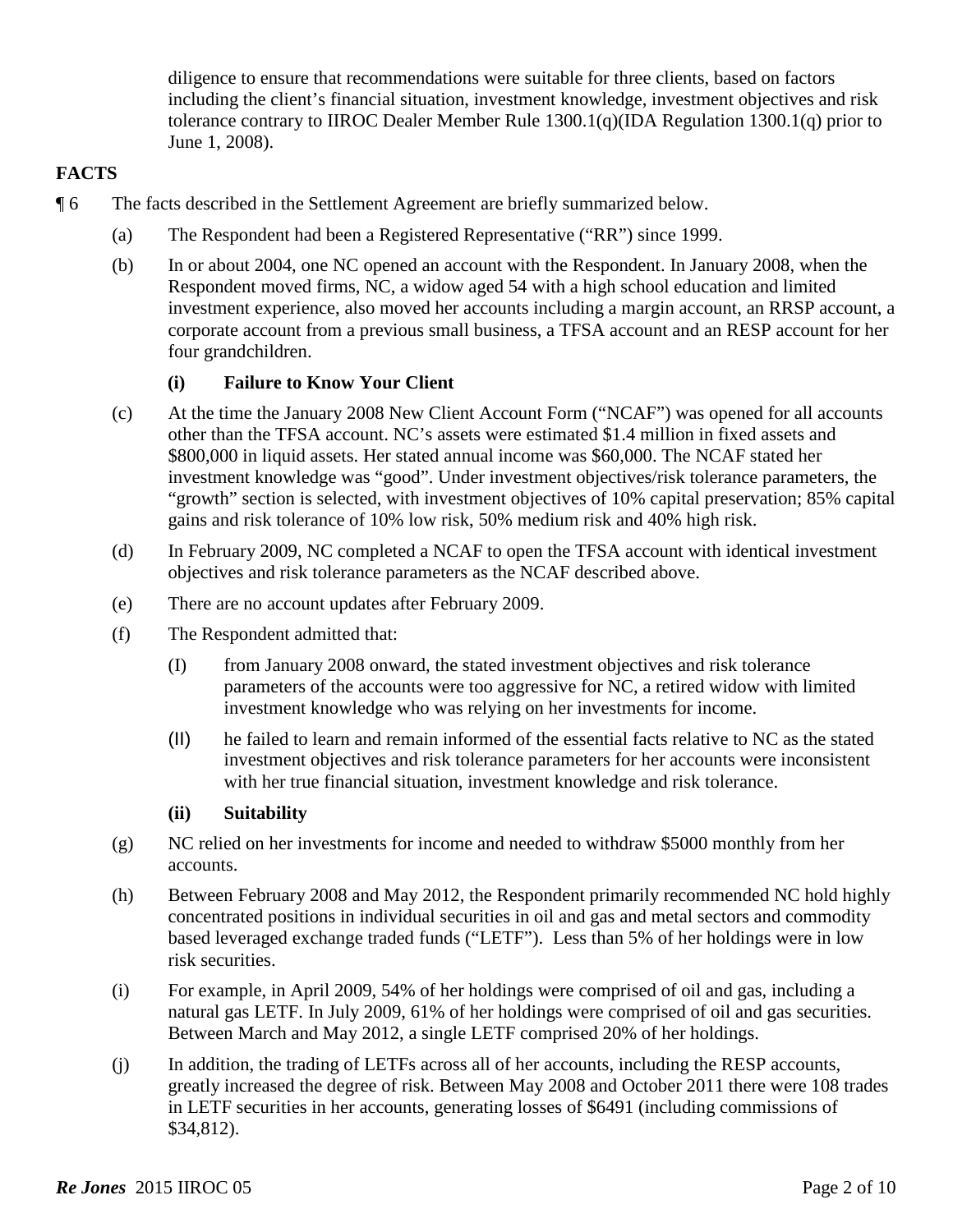diligence to ensure that recommendations were suitable for three clients, based on factors including the client's financial situation, investment knowledge, investment objectives and risk tolerance contrary to IIROC Dealer Member Rule 1300.1(q)(IDA Regulation 1300.1(q) prior to June 1, 2008).

## FACTS

¶ 6 The facts described in the Settlement Agreement are briefly summarized below.

(a) The Respondent had been a Registered Representative ("RR") since 1999.

(b) In or about 2004, one NC opened an account with the Respondent. In January 2008, when the Respondent moved firms, NC, a widow aged 54 with a high school education and limited investment experience, also moved her accounts including a margin account, an RRSP account, a corporate account from a previous small business, a TFSA account and an RESP account for her four grandchildren.

**(i) Failure to Know Your Client**

(c) At the time the January 2008 New Client Account Form ("NCAF") was opened for all accounts other than the TFSA account. NC's assets were estimated $1.4 million in fixed assets and $800,000 in liquid assets. Her stated annual income was $60,000. The NCAF stated her investment knowledge was "good". Under investment objectives/risk tolerance parameters, the "growth" section is selected, with investment objectives of 10% capital preservation; 85% capital gains and risk tolerance of 10% low risk, 50% medium risk and 40% high risk.

(d) In February 2009, NC completed a NCAF to open the TFSA account with identical investment objectives and risk tolerance parameters as the NCAF described above.

(e) There are no account updates after February 2009.

(f) The Respondent admitted that:

(I) from January 2008 onward, the stated investment objectives and risk tolerance parameters of the accounts were too aggressive for NC, a retired widow with limited investment knowledge who was relying on her investments for income.

(II) he failed to learn and remain informed of the essential facts relative to NC as the stated investment objectives and risk tolerance parameters for her accounts were inconsistent with her true financial situation, investment knowledge and risk tolerance.

**(ii) Suitability**

(g) NC relied on her investments for income and needed to withdraw $5000 monthly from her accounts.

(h) Between February 2008 and May 2012, the Respondent primarily recommended NC hold highly concentrated positions in individual securities in oil and gas and metal sectors and commodity based leveraged exchange traded funds ("LETF"). Less than 5% of her holdings were in low risk securities.

(i) For example, in April 2009, 54% of her holdings were comprised of oil and gas, including a natural gas LETF. In July 2009, 61% of her holdings were comprised of oil and gas securities. Between March and May 2012, a single LETF comprised 20% of her holdings.

(j) In addition, the trading of LETFs across all of her accounts, including the RESP accounts, greatly increased the degree of risk. Between May 2008 and October 2011 there were 108 trades in LETF securities in her accounts, generating losses of $6491 (including commissions of $34,812).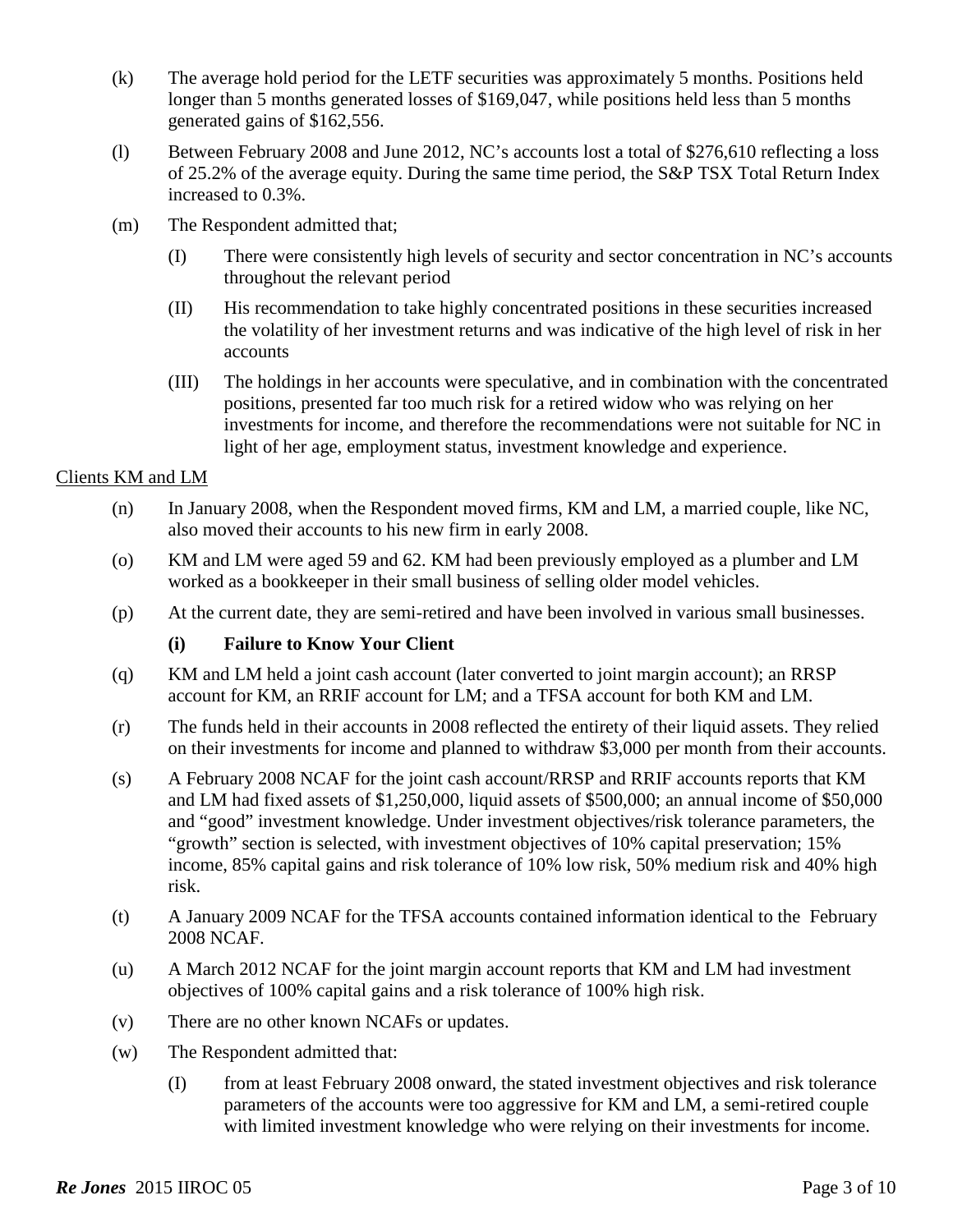(k) The average hold period for the LETF securities was approximately 5 months. Positions held longer than 5 months generated losses of $169,047, while positions held less than 5 months generated gains of $162,556.

(l) Between February 2008 and June 2012, NC's accounts lost a total of $276,610 reflecting a loss of 25.2% of the average equity. During the same time period, the S&P TSX Total Return Index increased to 0.3%.

(m) The Respondent admitted that;

(I) There were consistently high levels of security and sector concentration in NC's accounts throughout the relevant period

(II) His recommendation to take highly concentrated positions in these securities increased the volatility of her investment returns and was indicative of the high level of risk in her accounts

(III) The holdings in her accounts were speculative, and in combination with the concentrated positions, presented far too much risk for a retired widow who was relying on her investments for income, and therefore the recommendations were not suitable for NC in light of her age, employment status, investment knowledge and experience.

Clients KM and LM

(n) In January 2008, when the Respondent moved firms, KM and LM, a married couple, like NC, also moved their accounts to his new firm in early 2008.

(o) KM and LM were aged 59 and 62. KM had been previously employed as a plumber and LM worked as a bookkeeper in their small business of selling older model vehicles.

(p) At the current date, they are semi-retired and have been involved in various small businesses.

**(i) Failure to Know Your Client**

(q) KM and LM held a joint cash account (later converted to joint margin account); an RRSP account for KM, an RRIF account for LM; and a TFSA account for both KM and LM.

(r) The funds held in their accounts in 2008 reflected the entirety of their liquid assets. They relied on their investments for income and planned to withdraw $3,000 per month from their accounts.

(s) A February 2008 NCAF for the joint cash account/RRSP and RRIF accounts reports that KM and LM had fixed assets of $1,250,000, liquid assets of $500,000; an annual income of $50,000 and "good" investment knowledge. Under investment objectives/risk tolerance parameters, the "growth" section is selected, with investment objectives of 10% capital preservation; 15% income, 85% capital gains and risk tolerance of 10% low risk, 50% medium risk and 40% high risk.

(t) A January 2009 NCAF for the TFSA accounts contained information identical to the February 2008 NCAF.

(u) A March 2012 NCAF for the joint margin account reports that KM and LM had investment objectives of 100% capital gains and a risk tolerance of 100% high risk.

(v) There are no other known NCAFs or updates.

(w) The Respondent admitted that:

(I) from at least February 2008 onward, the stated investment objectives and risk tolerance parameters of the accounts were too aggressive for KM and LM, a semi-retired couple with limited investment knowledge who were relying on their investments for income.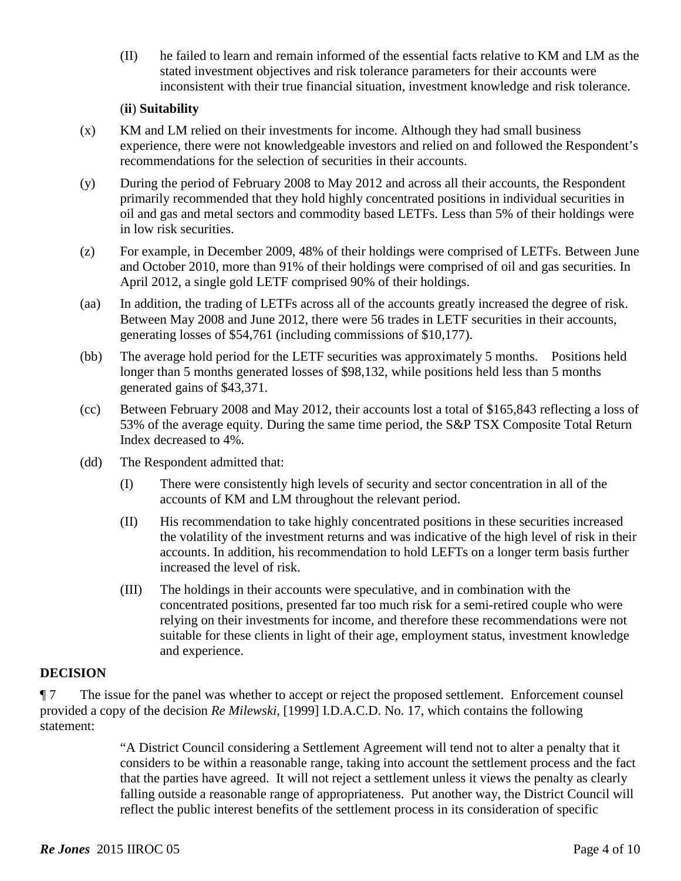(II) he failed to learn and remain informed of the essential facts relative to KM and LM as the stated investment objectives and risk tolerance parameters for their accounts were inconsistent with their true financial situation, investment knowledge and risk tolerance.

(**ii**) **Suitability**

(x) KM and LM relied on their investments for income. Although they had small business experience, there were not knowledgeable investors and relied on and followed the Respondent's recommendations for the selection of securities in their accounts.

(y) During the period of February 2008 to May 2012 and across all their accounts, the Respondent primarily recommended that they hold highly concentrated positions in individual securities in oil and gas and metal sectors and commodity based LETFs. Less than 5% of their holdings were in low risk securities.

(z) For example, in December 2009, 48% of their holdings were comprised of LETFs. Between June and October 2010, more than 91% of their holdings were comprised of oil and gas securities. In April 2012, a single gold LETF comprised 90% of their holdings.

(aa) In addition, the trading of LETFs across all of the accounts greatly increased the degree of risk. Between May 2008 and June 2012, there were 56 trades in LETF securities in their accounts, generating losses of $54,761 (including commissions of $10,177).

(bb) The average hold period for the LETF securities was approximately 5 months. Positions held longer than 5 months generated losses of $98,132, while positions held less than 5 months generated gains of $43,371.

(cc) Between February 2008 and May 2012, their accounts lost a total of $165,843 reflecting a loss of 53% of the average equity. During the same time period, the S&P TSX Composite Total Return Index decreased to 4%.

(dd) The Respondent admitted that:

(I) There were consistently high levels of security and sector concentration in all of the accounts of KM and LM throughout the relevant period.

(II) His recommendation to take highly concentrated positions in these securities increased the volatility of the investment returns and was indicative of the high level of risk in their accounts. In addition, his recommendation to hold LEFTs on a longer term basis further increased the level of risk.

(III) The holdings in their accounts were speculative, and in combination with the concentrated positions, presented far too much risk for a semi-retired couple who were relying on their investments for income, and therefore these recommendations were not suitable for these clients in light of their age, employment status, investment knowledge and experience.

**DECISION**

¶ 7 The issue for the panel was whether to accept or reject the proposed settlement. Enforcement counsel provided a copy of the decision *Re Milewski*, [1999] I.D.A.C.D. No. 17, which contains the following statement:

> "A District Council considering a Settlement Agreement will tend not to alter a penalty that it considers to be within a reasonable range, taking into account the settlement process and the fact that the parties have agreed. It will not reject a settlement unless it views the penalty as clearly falling outside a reasonable range of appropriateness. Put another way, the District Council will reflect the public interest benefits of the settlement process in its consideration of specific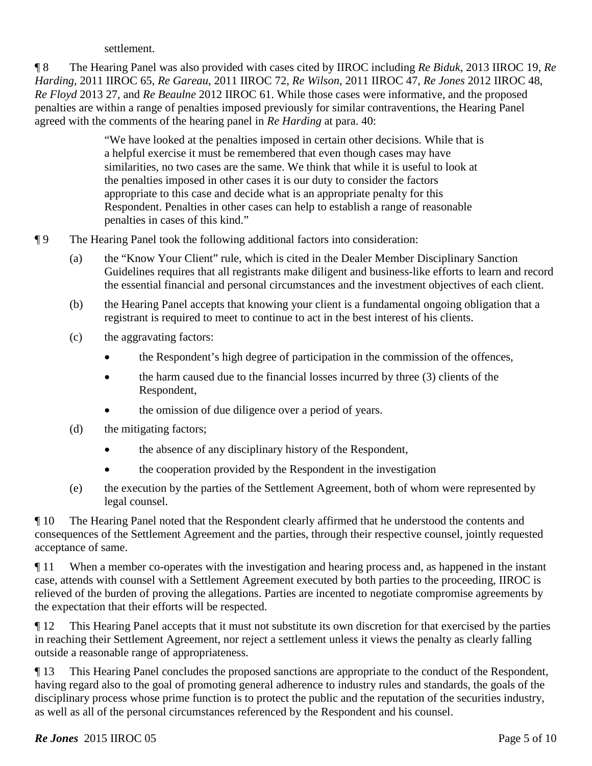settlement.

¶ 8 The Hearing Panel was also provided with cases cited by IIROC including *Re Biduk*, 2013 IIROC 19, *Re Harding*, 2011 IIROC 65, *Re Gareau*, 2011 IIROC 72, *Re Wilson*, 2011 IIROC 47, *Re Jones* 2012 IIROC 48, *Re Floyd* 2013 27, and *Re Beaulne* 2012 IIROC 61. While those cases were informative, and the proposed penalties are within a range of penalties imposed previously for similar contraventions, the Hearing Panel agreed with the comments of the hearing panel in *Re Harding* at para. 40:

> "We have looked at the penalties imposed in certain other decisions. While that is a helpful exercise it must be remembered that even though cases may have similarities, no two cases are the same. We think that while it is useful to look at the penalties imposed in other cases it is our duty to consider the factors appropriate to this case and decide what is an appropriate penalty for this Respondent. Penalties in other cases can help to establish a range of reasonable penalties in cases of this kind."

¶ 9 The Hearing Panel took the following additional factors into consideration:

(a) the "Know Your Client" rule, which is cited in the Dealer Member Disciplinary Sanction Guidelines requires that all registrants make diligent and business-like efforts to learn and record the essential financial and personal circumstances and the investment objectives of each client.

(b) the Hearing Panel accepts that knowing your client is a fundamental ongoing obligation that a registrant is required to meet to continue to act in the best interest of his clients.

(c) the aggravating factors:

- the Respondent's high degree of participation in the commission of the offences,
- the harm caused due to the financial losses incurred by three (3) clients of the Respondent,
- the omission of due diligence over a period of years.

(d) the mitigating factors;

- the absence of any disciplinary history of the Respondent,
- the cooperation provided by the Respondent in the investigation

(e) the execution by the parties of the Settlement Agreement, both of whom were represented by legal counsel.

¶ 10 The Hearing Panel noted that the Respondent clearly affirmed that he understood the contents and consequences of the Settlement Agreement and the parties, through their respective counsel, jointly requested acceptance of same.

¶ 11 When a member co-operates with the investigation and hearing process and, as happened in the instant case, attends with counsel with a Settlement Agreement executed by both parties to the proceeding, IIROC is relieved of the burden of proving the allegations. Parties are incented to negotiate compromise agreements by the expectation that their efforts will be respected.

¶ 12 This Hearing Panel accepts that it must not substitute its own discretion for that exercised by the parties in reaching their Settlement Agreement, nor reject a settlement unless it views the penalty as clearly falling outside a reasonable range of appropriateness.

¶ 13 This Hearing Panel concludes the proposed sanctions are appropriate to the conduct of the Respondent, having regard also to the goal of promoting general adherence to industry rules and standards, the goals of the disciplinary process whose prime function is to protect the public and the reputation of the securities industry, as well as all of the personal circumstances referenced by the Respondent and his counsel.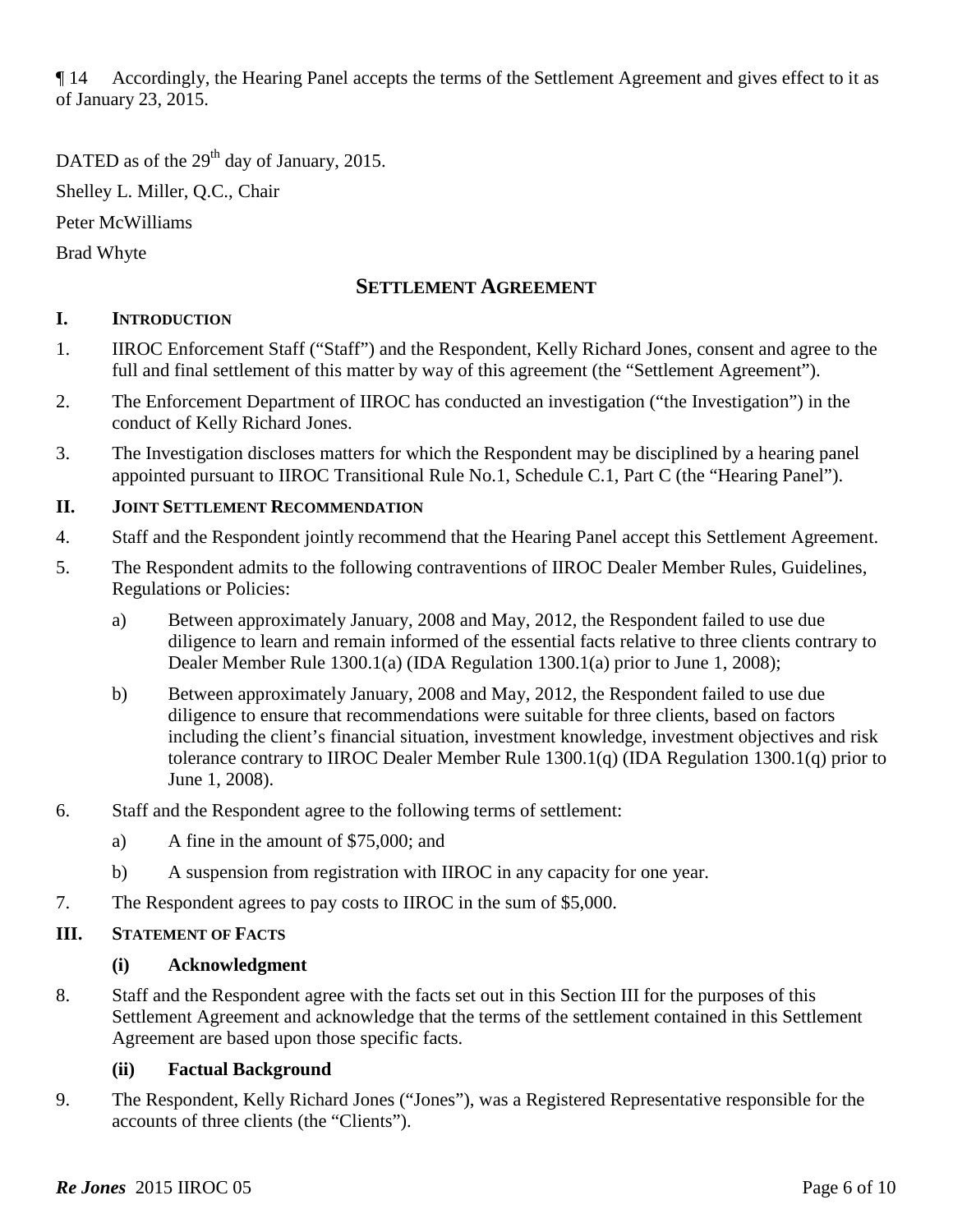¶ 14 Accordingly, the Hearing Panel accepts the terms of the Settlement Agreement and gives effect to it as of January 23, 2015.

DATED as of the 29th day of January, 2015.

Shelley L. Miller, Q.C., Chair

Peter McWilliams

Brad Whyte

## SETTLEMENT AGREEMENT

### I. INTRODUCTION

1. IIROC Enforcement Staff ("Staff") and the Respondent, Kelly Richard Jones, consent and agree to the full and final settlement of this matter by way of this agreement (the "Settlement Agreement").

2. The Enforcement Department of IIROC has conducted an investigation ("the Investigation") in the conduct of Kelly Richard Jones.

3. The Investigation discloses matters for which the Respondent may be disciplined by a hearing panel appointed pursuant to IIROC Transitional Rule No.1, Schedule C.1, Part C (the "Hearing Panel").

### II. JOINT SETTLEMENT RECOMMENDATION

4. Staff and the Respondent jointly recommend that the Hearing Panel accept this Settlement Agreement.

5. The Respondent admits to the following contraventions of IIROC Dealer Member Rules, Guidelines, Regulations or Policies:

   a) Between approximately January, 2008 and May, 2012, the Respondent failed to use due diligence to learn and remain informed of the essential facts relative to three clients contrary to Dealer Member Rule 1300.1(a) (IDA Regulation 1300.1(a) prior to June 1, 2008);

   b) Between approximately January, 2008 and May, 2012, the Respondent failed to use due diligence to ensure that recommendations were suitable for three clients, based on factors including the client's financial situation, investment knowledge, investment objectives and risk tolerance contrary to IIROC Dealer Member Rule 1300.1(q) (IDA Regulation 1300.1(q) prior to June 1, 2008).

6. Staff and the Respondent agree to the following terms of settlement:

   a) A fine in the amount of $75,000; and

   b) A suspension from registration with IIROC in any capacity for one year.

7. The Respondent agrees to pay costs to IIROC in the sum of $5,000.

### III. STATEMENT OF FACTS

#### (i) Acknowledgment

8. Staff and the Respondent agree with the facts set out in this Section III for the purposes of this Settlement Agreement and acknowledge that the terms of the settlement contained in this Settlement Agreement are based upon those specific facts.

#### (ii) Factual Background

9. The Respondent, Kelly Richard Jones ("Jones"), was a Registered Representative responsible for the accounts of three clients (the "Clients").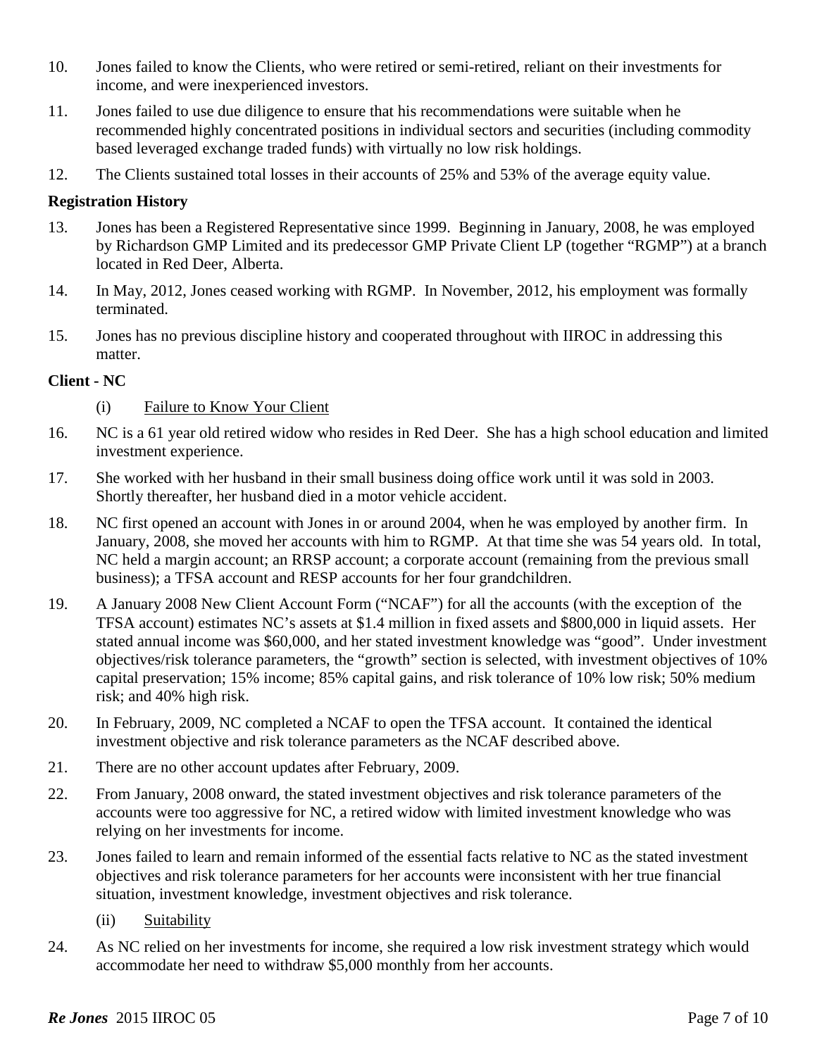10. Jones failed to know the Clients, who were retired or semi-retired, reliant on their investments for income, and were inexperienced investors.

11. Jones failed to use due diligence to ensure that his recommendations were suitable when he recommended highly concentrated positions in individual sectors and securities (including commodity based leveraged exchange traded funds) with virtually no low risk holdings.

12. The Clients sustained total losses in their accounts of 25% and 53% of the average equity value.

**Registration History**

13. Jones has been a Registered Representative since 1999. Beginning in January, 2008, he was employed by Richardson GMP Limited and its predecessor GMP Private Client LP (together "RGMP") at a branch located in Red Deer, Alberta.

14. In May, 2012, Jones ceased working with RGMP. In November, 2012, his employment was formally terminated.

15. Jones has no previous discipline history and cooperated throughout with IIROC in addressing this matter.

**Client - NC**

(i) Failure to Know Your Client

16. NC is a 61 year old retired widow who resides in Red Deer. She has a high school education and limited investment experience.

17. She worked with her husband in their small business doing office work until it was sold in 2003. Shortly thereafter, her husband died in a motor vehicle accident.

18. NC first opened an account with Jones in or around 2004, when he was employed by another firm. In January, 2008, she moved her accounts with him to RGMP. At that time she was 54 years old. In total, NC held a margin account; an RRSP account; a corporate account (remaining from the previous small business); a TFSA account and RESP accounts for her four grandchildren.

19. A January 2008 New Client Account Form ("NCAF") for all the accounts (with the exception of the TFSA account) estimates NC's assets at $1.4 million in fixed assets and $800,000 in liquid assets. Her stated annual income was $60,000, and her stated investment knowledge was "good". Under investment objectives/risk tolerance parameters, the "growth" section is selected, with investment objectives of 10% capital preservation; 15% income; 85% capital gains, and risk tolerance of 10% low risk; 50% medium risk; and 40% high risk.

20. In February, 2009, NC completed a NCAF to open the TFSA account. It contained the identical investment objective and risk tolerance parameters as the NCAF described above.

21. There are no other account updates after February, 2009.

22. From January, 2008 onward, the stated investment objectives and risk tolerance parameters of the accounts were too aggressive for NC, a retired widow with limited investment knowledge who was relying on her investments for income.

23. Jones failed to learn and remain informed of the essential facts relative to NC as the stated investment objectives and risk tolerance parameters for her accounts were inconsistent with her true financial situation, investment knowledge, investment objectives and risk tolerance.

(ii) Suitability

24. As NC relied on her investments for income, she required a low risk investment strategy which would accommodate her need to withdraw $5,000 monthly from her accounts.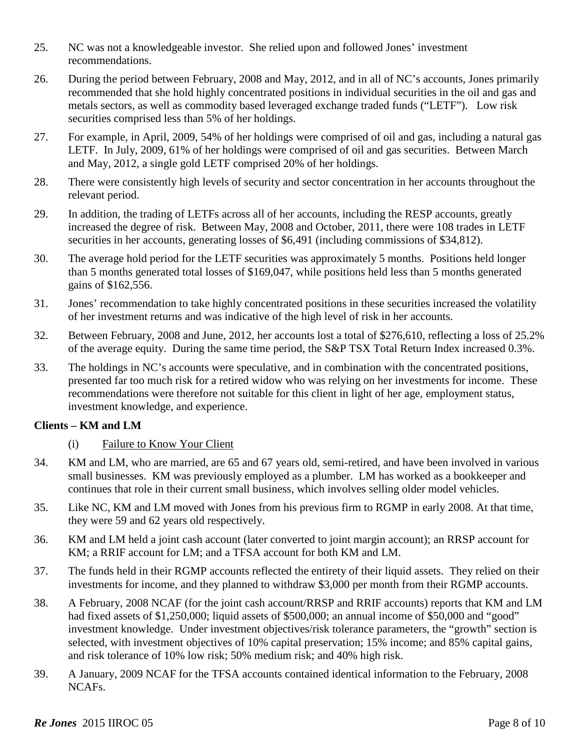25. NC was not a knowledgeable investor. She relied upon and followed Jones' investment recommendations.

26. During the period between February, 2008 and May, 2012, and in all of NC's accounts, Jones primarily recommended that she hold highly concentrated positions in individual securities in the oil and gas and metals sectors, as well as commodity based leveraged exchange traded funds ("LETF"). Low risk securities comprised less than 5% of her holdings.

27. For example, in April, 2009, 54% of her holdings were comprised of oil and gas, including a natural gas LETF. In July, 2009, 61% of her holdings were comprised of oil and gas securities. Between March and May, 2012, a single gold LETF comprised 20% of her holdings.

28. There were consistently high levels of security and sector concentration in her accounts throughout the relevant period.

29. In addition, the trading of LETFs across all of her accounts, including the RESP accounts, greatly increased the degree of risk. Between May, 2008 and October, 2011, there were 108 trades in LETF securities in her accounts, generating losses of $6,491 (including commissions of $34,812).

30. The average hold period for the LETF securities was approximately 5 months. Positions held longer than 5 months generated total losses of $169,047, while positions held less than 5 months generated gains of $162,556.

31. Jones' recommendation to take highly concentrated positions in these securities increased the volatility of her investment returns and was indicative of the high level of risk in her accounts.

32. Between February, 2008 and June, 2012, her accounts lost a total of $276,610, reflecting a loss of 25.2% of the average equity. During the same time period, the S&P TSX Total Return Index increased 0.3%.

33. The holdings in NC's accounts were speculative, and in combination with the concentrated positions, presented far too much risk for a retired widow who was relying on her investments for income. These recommendations were therefore not suitable for this client in light of her age, employment status, investment knowledge, and experience.

**Clients – KM and LM**

(i) Failure to Know Your Client

34. KM and LM, who are married, are 65 and 67 years old, semi-retired, and have been involved in various small businesses. KM was previously employed as a plumber. LM has worked as a bookkeeper and continues that role in their current small business, which involves selling older model vehicles.

35. Like NC, KM and LM moved with Jones from his previous firm to RGMP in early 2008. At that time, they were 59 and 62 years old respectively.

36. KM and LM held a joint cash account (later converted to joint margin account); an RRSP account for KM; a RRIF account for LM; and a TFSA account for both KM and LM.

37. The funds held in their RGMP accounts reflected the entirety of their liquid assets. They relied on their investments for income, and they planned to withdraw $3,000 per month from their RGMP accounts.

38. A February, 2008 NCAF (for the joint cash account/RRSP and RRIF accounts) reports that KM and LM had fixed assets of $1,250,000; liquid assets of $500,000; an annual income of $50,000 and "good" investment knowledge. Under investment objectives/risk tolerance parameters, the "growth" section is selected, with investment objectives of 10% capital preservation; 15% income; and 85% capital gains, and risk tolerance of 10% low risk; 50% medium risk; and 40% high risk.

39. A January, 2009 NCAF for the TFSA accounts contained identical information to the February, 2008 NCAFs.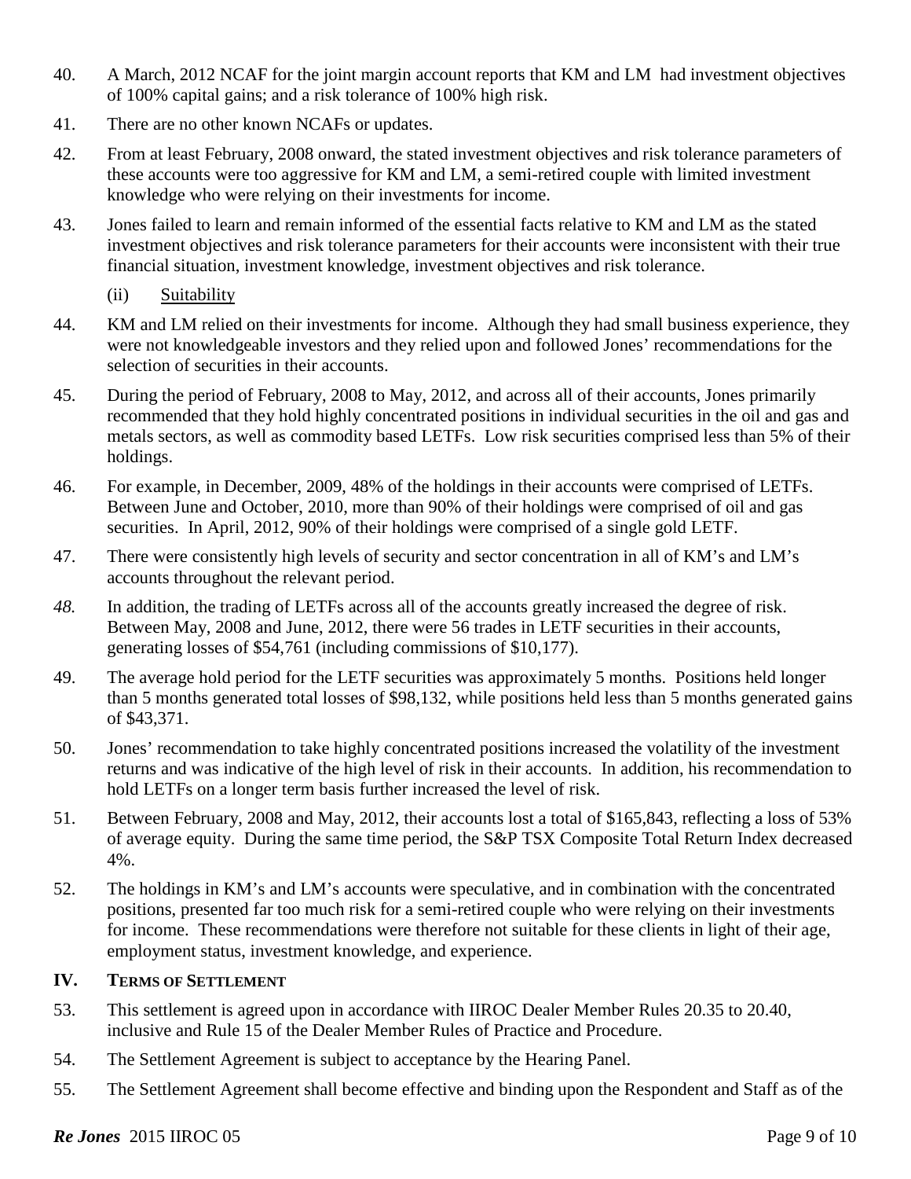40. A March, 2012 NCAF for the joint margin account reports that KM and LM had investment objectives of 100% capital gains; and a risk tolerance of 100% high risk.

41. There are no other known NCAFs or updates.

42. From at least February, 2008 onward, the stated investment objectives and risk tolerance parameters of these accounts were too aggressive for KM and LM, a semi-retired couple with limited investment knowledge who were relying on their investments for income.

43. Jones failed to learn and remain informed of the essential facts relative to KM and LM as the stated investment objectives and risk tolerance parameters for their accounts were inconsistent with their true financial situation, investment knowledge, investment objectives and risk tolerance.

(ii) Suitability

44. KM and LM relied on their investments for income. Although they had small business experience, they were not knowledgeable investors and they relied upon and followed Jones' recommendations for the selection of securities in their accounts.

45. During the period of February, 2008 to May, 2012, and across all of their accounts, Jones primarily recommended that they hold highly concentrated positions in individual securities in the oil and gas and metals sectors, as well as commodity based LETFs. Low risk securities comprised less than 5% of their holdings.

46. For example, in December, 2009, 48% of the holdings in their accounts were comprised of LETFs. Between June and October, 2010, more than 90% of their holdings were comprised of oil and gas securities. In April, 2012, 90% of their holdings were comprised of a single gold LETF.

47. There were consistently high levels of security and sector concentration in all of KM's and LM's accounts throughout the relevant period.

48. In addition, the trading of LETFs across all of the accounts greatly increased the degree of risk. Between May, 2008 and June, 2012, there were 56 trades in LETF securities in their accounts, generating losses of $54,761 (including commissions of $10,177).

49. The average hold period for the LETF securities was approximately 5 months. Positions held longer than 5 months generated total losses of $98,132, while positions held less than 5 months generated gains of $43,371.

50. Jones' recommendation to take highly concentrated positions increased the volatility of the investment returns and was indicative of the high level of risk in their accounts. In addition, his recommendation to hold LETFs on a longer term basis further increased the level of risk.

51. Between February, 2008 and May, 2012, their accounts lost a total of $165,843, reflecting a loss of 53% of average equity. During the same time period, the S&P TSX Composite Total Return Index decreased 4%.

52. The holdings in KM's and LM's accounts were speculative, and in combination with the concentrated positions, presented far too much risk for a semi-retired couple who were relying on their investments for income. These recommendations were therefore not suitable for these clients in light of their age, employment status, investment knowledge, and experience.

## IV. TERMS OF SETTLEMENT

53. This settlement is agreed upon in accordance with IIROC Dealer Member Rules 20.35 to 20.40, inclusive and Rule 15 of the Dealer Member Rules of Practice and Procedure.

54. The Settlement Agreement is subject to acceptance by the Hearing Panel.

55. The Settlement Agreement shall become effective and binding upon the Respondent and Staff as of the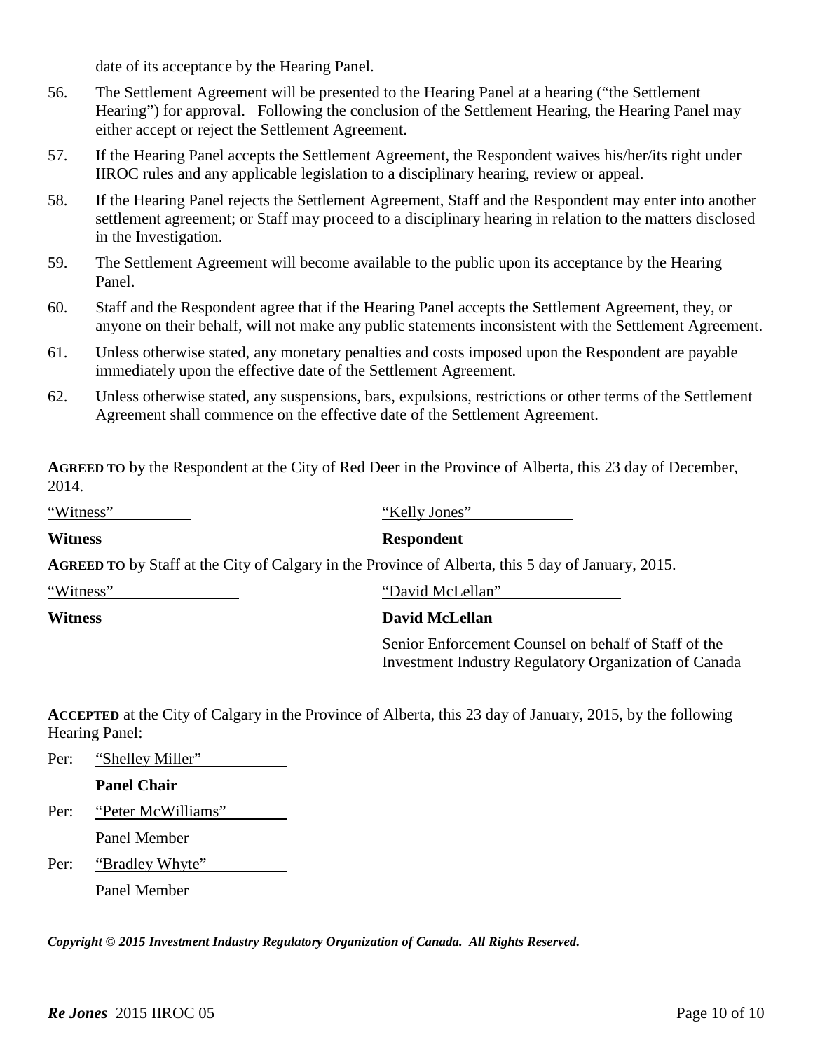date of its acceptance by the Hearing Panel.

56. The Settlement Agreement will be presented to the Hearing Panel at a hearing ("the Settlement Hearing") for approval. Following the conclusion of the Settlement Hearing, the Hearing Panel may either accept or reject the Settlement Agreement.

57. If the Hearing Panel accepts the Settlement Agreement, the Respondent waives his/her/its right under IIROC rules and any applicable legislation to a disciplinary hearing, review or appeal.

58. If the Hearing Panel rejects the Settlement Agreement, Staff and the Respondent may enter into another settlement agreement; or Staff may proceed to a disciplinary hearing in relation to the matters disclosed in the Investigation.

59. The Settlement Agreement will become available to the public upon its acceptance by the Hearing Panel.

60. Staff and the Respondent agree that if the Hearing Panel accepts the Settlement Agreement, they, or anyone on their behalf, will not make any public statements inconsistent with the Settlement Agreement.

61. Unless otherwise stated, any monetary penalties and costs imposed upon the Respondent are payable immediately upon the effective date of the Settlement Agreement.

62. Unless otherwise stated, any suspensions, bars, expulsions, restrictions or other terms of the Settlement Agreement shall commence on the effective date of the Settlement Agreement.

**AGREED TO** by the Respondent at the City of Red Deer in the Province of Alberta, this 23 day of December, 2014.

"Witness" — **Witness**

"Kelly Jones" — **Respondent**

**AGREED TO** by Staff at the City of Calgary in the Province of Alberta, this 5 day of January, 2015.

"Witness" — **Witness**

"David McLellan" — **David McLellan**

Senior Enforcement Counsel on behalf of Staff of the Investment Industry Regulatory Organization of Canada

**ACCEPTED** at the City of Calgary in the Province of Alberta, this 23 day of January, 2015, by the following Hearing Panel:

Per: "Shelley Miller"
**Panel Chair**

Per: "Peter McWilliams"
Panel Member

Per: "Bradley Whyte"
Panel Member

***Copyright © 2015 Investment Industry Regulatory Organization of Canada. All Rights Reserved.***